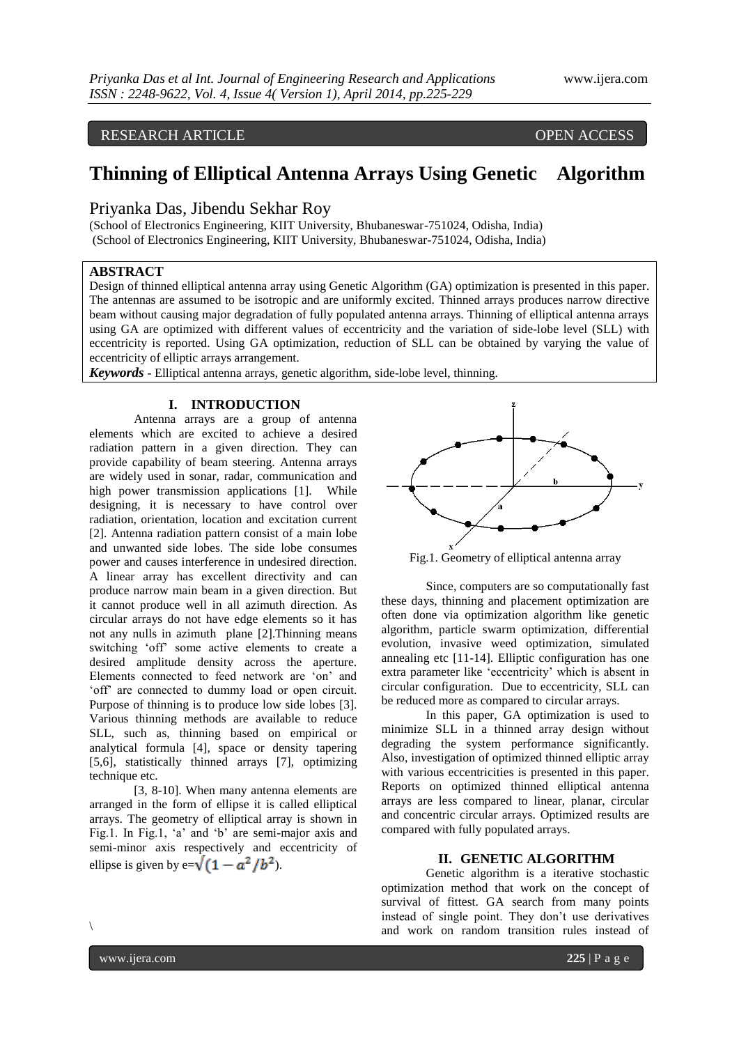RESEARCH ARTICLE OPEN ACCESS

# Thinning of Elliptical Antenna Arrays Using Genetic Algorithm

Priyanka Das, Jibendu Sekhar Roy

(School of Electronics Engineering, KIIT University, Bhubaneswar-751024, Odisha, India)
(School of Electronics Engineering, KIIT University, Bhubaneswar-751024, Odisha, India)

## ABSTRACT

Design of thinned elliptical antenna array using Genetic Algorithm (GA) optimization is presented in this paper. The antennas are assumed to be isotropic and are uniformly excited. Thinned arrays produces narrow directive beam without causing major degradation of fully populated antenna arrays. Thinning of elliptical antenna arrays using GA are optimized with different values of eccentricity and the variation of side-lobe level (SLL) with eccentricity is reported. Using GA optimization, reduction of SLL can be obtained by varying the value of eccentricity of elliptic arrays arrangement.

***Keywords*** - Elliptical antenna arrays, genetic algorithm, side-lobe level, thinning.

## I. INTRODUCTION

Antenna arrays are a group of antenna elements which are excited to achieve a desired radiation pattern in a given direction. They can provide capability of beam steering. Antenna arrays are widely used in sonar, radar, communication and high power transmission applications [1]. While designing, it is necessary to have control over radiation, orientation, location and excitation current [2]. Antenna radiation pattern consist of a main lobe and unwanted side lobes. The side lobe consumes power and causes interference in undesired direction. A linear array has excellent directivity and can produce narrow main beam in a given direction. But it cannot produce well in all azimuth direction. As circular arrays do not have edge elements so it has not any nulls in azimuth plane [2].Thinning means switching 'off' some active elements to create a desired amplitude density across the aperture. Elements connected to feed network are 'on' and 'off' are connected to dummy load or open circuit. Purpose of thinning is to produce low side lobes [3]. Various thinning methods are available to reduce SLL, such as, thinning based on empirical or analytical formula [4], space or density tapering [5,6], statistically thinned arrays [7], optimizing technique etc.

[3, 8-10]. When many antenna elements are arranged in the form of ellipse it is called elliptical arrays. The geometry of elliptical array is shown in Fig.1. In Fig.1, 'a' and 'b' are semi-major axis and semi-minor axis respectively and eccentricity of ellipse is given by e=$\sqrt{(1 - a^2/b^2)}$.

Fig.1. Geometry of elliptical antenna array

Since, computers are so computationally fast these days, thinning and placement optimization are often done via optimization algorithm like genetic algorithm, particle swarm optimization, differential evolution, invasive weed optimization, simulated annealing etc [11-14]. Elliptic configuration has one extra parameter like 'eccentricity' which is absent in circular configuration. Due to eccentricity, SLL can be reduced more as compared to circular arrays.

In this paper, GA optimization is used to minimize SLL in a thinned array design without degrading the system performance significantly. Also, investigation of optimized thinned elliptic array with various eccentricities is presented in this paper. Reports on optimized thinned elliptical antenna arrays are less compared to linear, planar, circular and concentric circular arrays. Optimized results are compared with fully populated arrays.

## II. GENETIC ALGORITHM

Genetic algorithm is a iterative stochastic optimization method that work on the concept of survival of fittest. GA search from many points instead of single point. They don't use derivatives and work on random transition rules instead of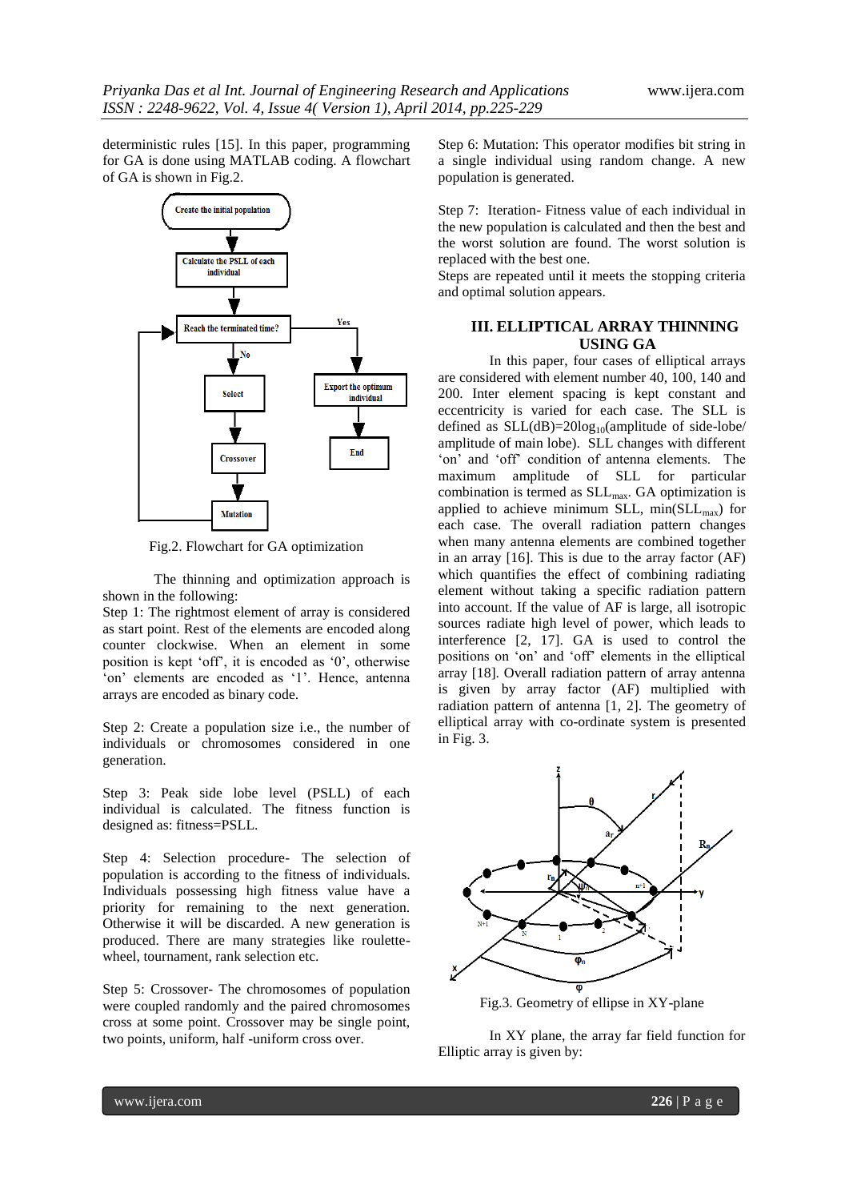deterministic rules [15]. In this paper, programming for GA is done using MATLAB coding. A flowchart of GA is shown in Fig.2.

Fig.2. Flowchart for GA optimization

The thinning and optimization approach is shown in the following:

Step 1: The rightmost element of array is considered as start point. Rest of the elements are encoded along counter clockwise. When an element in some position is kept 'off', it is encoded as '0', otherwise 'on' elements are encoded as '1'. Hence, antenna arrays are encoded as binary code.

Step 2: Create a population size i.e., the number of individuals or chromosomes considered in one generation.

Step 3: Peak side lobe level (PSLL) of each individual is calculated. The fitness function is designed as: fitness=PSLL.

Step 4: Selection procedure- The selection of population is according to the fitness of individuals. Individuals possessing high fitness value have a priority for remaining to the next generation. Otherwise it will be discarded. A new generation is produced. There are many strategies like roulette-wheel, tournament, rank selection etc.

Step 5: Crossover- The chromosomes of population were coupled randomly and the paired chromosomes cross at some point. Crossover may be single point, two points, uniform, half -uniform cross over.

Step 6: Mutation: This operator modifies bit string in a single individual using random change. A new population is generated.

Step 7: Iteration- Fitness value of each individual in the new population is calculated and then the best and the worst solution are found. The worst solution is replaced with the best one.

Steps are repeated until it meets the stopping criteria and optimal solution appears.

## III. ELLIPTICAL ARRAY THINNING USING GA

In this paper, four cases of elliptical arrays are considered with element number 40, 100, 140 and 200. Inter element spacing is kept constant and eccentricity is varied for each case. The SLL is defined as $SLL(dB)=20\log_{10}$(amplitude of side-lobe/ amplitude of main lobe). SLL changes with different 'on' and 'off' condition of antenna elements. The maximum amplitude of SLL for particular combination is termed as $SLL_{max}$. GA optimization is applied to achieve minimum SLL, $\min(SLL_{max})$ for each case. The overall radiation pattern changes when many antenna elements are combined together in an array [16]. This is due to the array factor (AF) which quantifies the effect of combining radiating element without taking a specific radiation pattern into account. If the value of AF is large, all isotropic sources radiate high level of power, which leads to interference [2, 17]. GA is used to control the positions on 'on' and 'off' elements in the elliptical array [18]. Overall radiation pattern of array antenna is given by array factor (AF) multiplied with radiation pattern of antenna [1, 2]. The geometry of elliptical array with co-ordinate system is presented in Fig. 3.

Fig.3. Geometry of ellipse in XY-plane

In XY plane, the array far field function for Elliptic array is given by: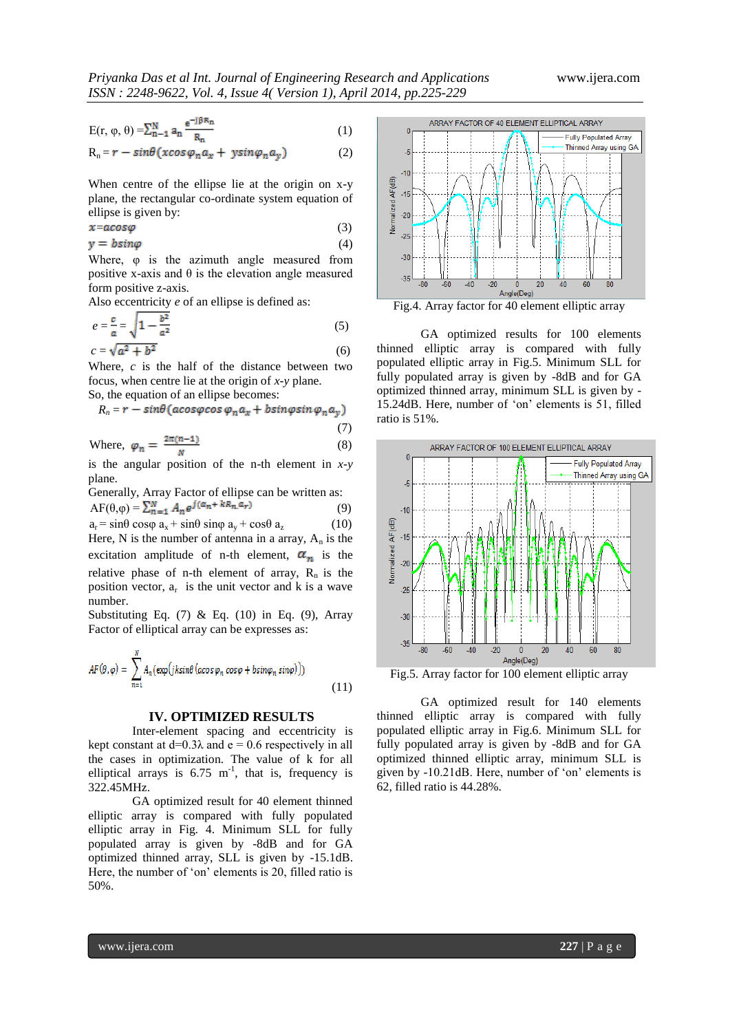$$E(r, \varphi, \theta) = \sum_{n=1}^{N} a_n \frac{e^{-j\beta R_n}}{R_n} \quad (1)$$

$$R_n = r - \sin\theta(x\cos\varphi_n a_x + y\sin\varphi_n a_y) \quad (2)$$

When centre of the ellipse lie at the origin on x-y plane, the rectangular co-ordinate system equation of ellipse is given by:

$$x = a\cos\varphi \quad (3)$$

$$y = b\sin\varphi \quad (4)$$

Where, φ is the azimuth angle measured from positive x-axis and θ is the elevation angle measured form positive z-axis.

Also eccentricity *e* of an ellipse is defined as:

$$e = \frac{c}{a} = \sqrt{1 - \frac{b^2}{a^2}} \quad (5)$$

$$c = \sqrt{a^2 + b^2} \quad (6)$$

Where, *c* is the half of the distance between two focus, when centre lie at the origin of *x-y* plane.

So, the equation of an ellipse becomes:

$$R_n = r - \sin\theta(a\cos\varphi\cos\varphi_n a_x + b\sin\varphi\sin\varphi_n a_y) \quad (7)$$

Where, $\varphi_n = \frac{2\pi(n-1)}{N}$ (8)

is the angular position of the n-th element in *x-y* plane.

Generally, Array Factor of ellipse can be written as:

$$AF(\theta,\varphi) = \sum_{n=1}^{N} A_n e^{j(\alpha_n + kR_n a_r)} \quad (9)$$

$$a_r = \sin\theta\cos\varphi\, a_x + \sin\theta\sin\varphi\, a_y + \cos\theta\, a_z \quad (10)$$

Here, N is the number of antenna in a array, $A_n$ is the excitation amplitude of n-th element, $\alpha_n$ is the relative phase of n-th element of array, $R_n$ is the position vector, $a_r$ is the unit vector and k is a wave number.

Substituting Eq. (7) & Eq. (10) in Eq. (9), Array Factor of elliptical array can be expresses as:

$$AF(\theta,\varphi) = \sum_{n=1}^{N} A_n\left(\exp\left(jk\sin\theta\left(a\cos\varphi_n\cos\varphi + b\sin\varphi_n\sin\varphi\right)\right)\right) \quad (11)$$

## IV. OPTIMIZED RESULTS

Inter-element spacing and eccentricity is kept constant at d=0.3λ and e = 0.6 respectively in all the cases in optimization. The value of k for all elliptical arrays is 6.75 $m^{-1}$, that is, frequency is 322.45MHz.

GA optimized result for 40 element thinned elliptic array is compared with fully populated elliptic array in Fig. 4. Minimum SLL for fully populated array is given by -8dB and for GA optimized thinned array, SLL is given by -15.1dB. Here, the number of 'on' elements is 20, filled ratio is 50%.

Fig.4. Array factor for 40 element elliptic array

GA optimized results for 100 elements thinned elliptic array is compared with fully populated elliptic array in Fig.5. Minimum SLL for fully populated array is given by -8dB and for GA optimized thinned array, minimum SLL is given by -15.24dB. Here, number of 'on' elements is 51, filled ratio is 51%.

Fig.5. Array factor for 100 element elliptic array

GA optimized result for 140 elements thinned elliptic array is compared with fully populated elliptic array in Fig.6. Minimum SLL for fully populated array is given by -8dB and for GA optimized thinned elliptic array, minimum SLL is given by -10.21dB. Here, number of 'on' elements is 62, filled ratio is 44.28%.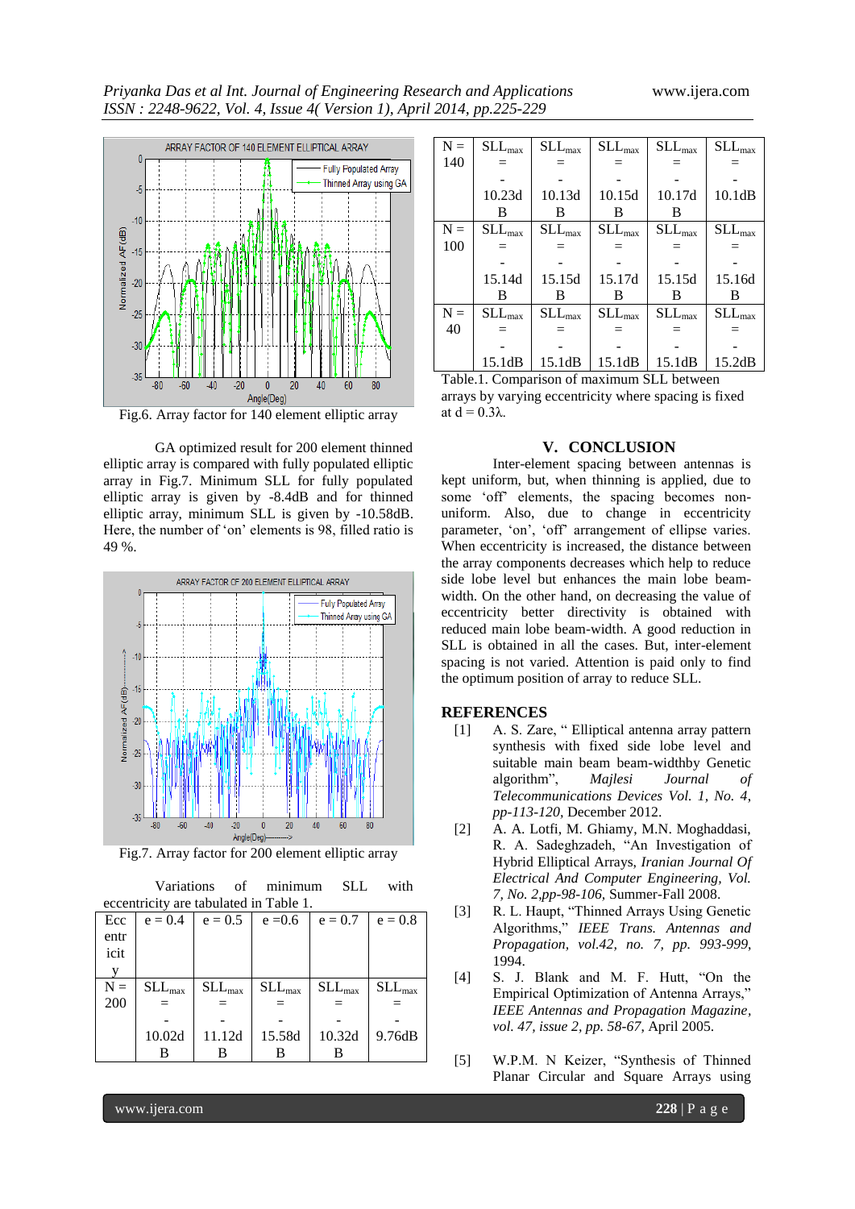Fig.6. Array factor for 140 element elliptic array

GA optimized result for 200 element thinned elliptic array is compared with fully populated elliptic array in Fig.7. Minimum SLL for fully populated elliptic array is given by -8.4dB and for thinned elliptic array, minimum SLL is given by -10.58dB. Here, the number of 'on' elements is 98, filled ratio is 49 %.

Fig.7. Array factor for 200 element elliptic array

Variations of minimum SLL with eccentricity are tabulated in Table 1.

| Eccentricity | e = 0.4 | e = 0.5 | e =0.6 | e = 0.7 | e = 0.8 |
|---|---|---|---|---|---|
| N = 200 | $SLL_{max}$ = -10.02dB | $SLL_{max}$ = -11.12dB | $SLL_{max}$ = -15.58dB | $SLL_{max}$ = -10.32dB | $SLL_{max}$ = -9.76dB |
| N = 140 | $SLL_{max}$ = -10.23dB | $SLL_{max}$ = -10.13dB | $SLL_{max}$ = -10.15dB | $SLL_{max}$ = -10.17dB | $SLL_{max}$ = -10.1dB |
| N = 100 | $SLL_{max}$ = -15.14dB | $SLL_{max}$ = -15.15dB | $SLL_{max}$ = -15.17dB | $SLL_{max}$ = -15.15dB | $SLL_{max}$ = -15.16dB |
| N = 40 | $SLL_{max}$ = -15.1dB | $SLL_{max}$ = -15.1dB | $SLL_{max}$ = -15.1dB | $SLL_{max}$ = -15.1dB | $SLL_{max}$ = -15.2dB |

Table.1. Comparison of maximum SLL between arrays by varying eccentricity where spacing is fixed at d = 0.3λ.

## V. CONCLUSION

Inter-element spacing between antennas is kept uniform, but, when thinning is applied, due to some 'off' elements, the spacing becomes non-uniform. Also, due to change in eccentricity parameter, 'on', 'off' arrangement of ellipse varies. When eccentricity is increased, the distance between the array components decreases which help to reduce side lobe level but enhances the main lobe beam-width. On the other hand, on decreasing the value of eccentricity better directivity is obtained with reduced main lobe beam-width. A good reduction in SLL is obtained in all the cases. But, inter-element spacing is not varied. Attention is paid only to find the optimum position of array to reduce SLL.

## REFERENCES

[1] A. S. Zare, " Elliptical antenna array pattern synthesis with fixed side lobe level and suitable main beam beam-widthby Genetic algorithm", *Majlesi Journal of Telecommunications Devices Vol. 1, No. 4, pp-113-120,* December 2012.

[2] A. A. Lotfi, M. Ghiamy, M.N. Moghaddasi, R. A. Sadeghzadeh, "An Investigation of Hybrid Elliptical Arrays, *Iranian Journal Of Electrical And Computer Engineering, Vol. 7, No. 2,pp-98-106,* Summer-Fall 2008.

[3] R. L. Haupt, "Thinned Arrays Using Genetic Algorithms," *IEEE Trans. Antennas and Propagation, vol.42, no. 7, pp. 993-999,* 1994.

[4] S. J. Blank and M. F. Hutt, "On the Empirical Optimization of Antenna Arrays," *IEEE Antennas and Propagation Magazine, vol. 47, issue 2, pp. 58-67,* April 2005.

[5] W.P.M. N Keizer, "Synthesis of Thinned Planar Circular and Square Arrays using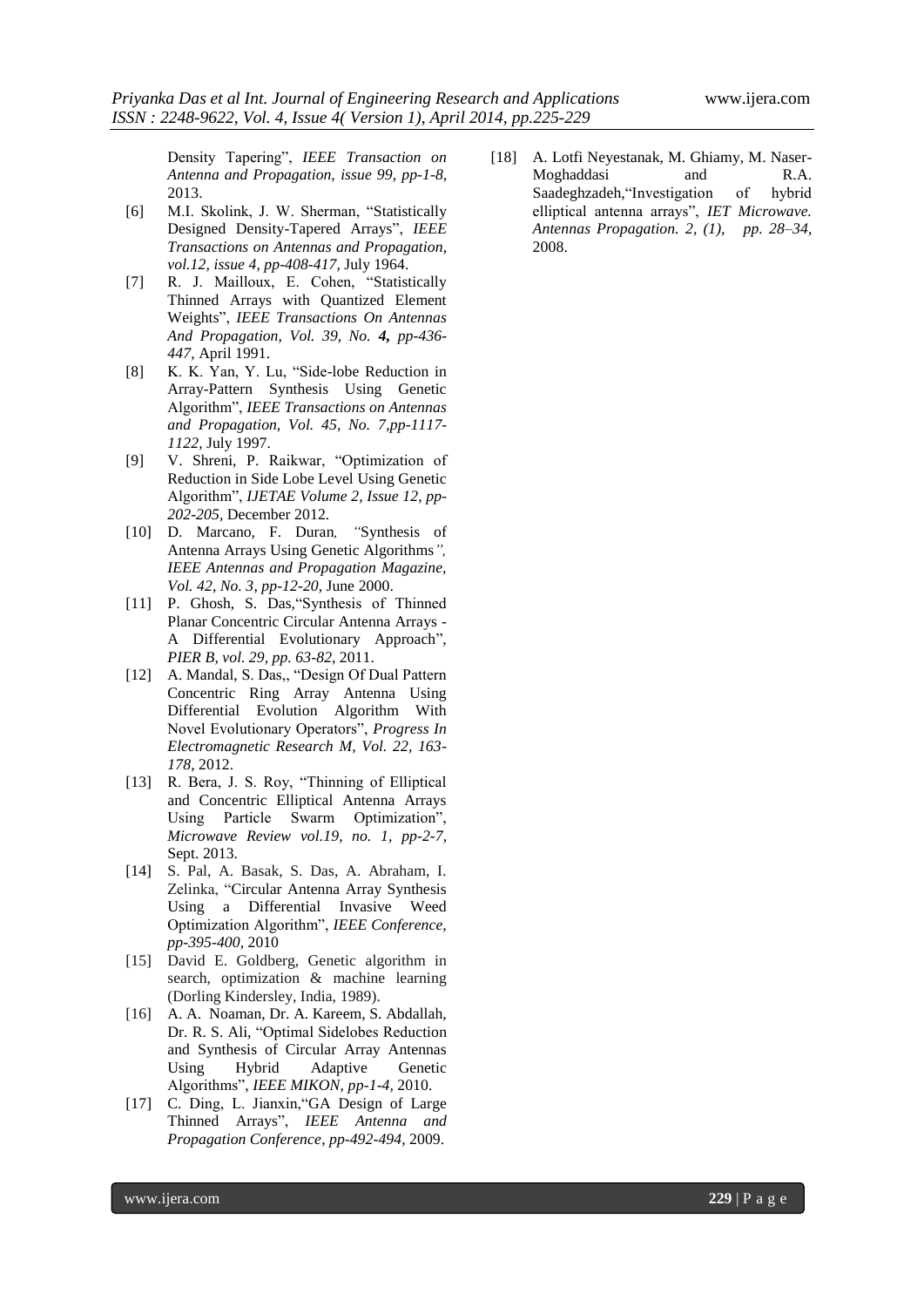Density Tapering", *IEEE Transaction on Antenna and Propagation, issue 99, pp-1-8*, 2013.

[6] M.I. Skolink, J. W. Sherman, "Statistically Designed Density-Tapered Arrays", *IEEE Transactions on Antennas and Propagation, vol.12, issue 4, pp-408-417*, July 1964.

[7] R. J. Mailloux, E. Cohen, "Statistically Thinned Arrays with Quantized Element Weights", *IEEE Transactions On Antennas And Propagation, Vol. 39, No. **4,** pp-436-447*, April 1991.

[8] K. K. Yan, Y. Lu, "Side-lobe Reduction in Array-Pattern Synthesis Using Genetic Algorithm", *IEEE Transactions on Antennas and Propagation, Vol. 45, No. 7,pp-1117-1122*, July 1997.

[9] V. Shreni, P. Raikwar, "Optimization of Reduction in Side Lobe Level Using Genetic Algorithm", *IJETAE Volume 2, Issue 12, pp-202-205*, December 2012.

[10] D. Marcano, F. Duran*, "*Synthesis of Antenna Arrays Using Genetic Algorithms*", IEEE Antennas and Propagation Magazine, Vol. 42, No. 3, pp-12-20*, June 2000.

[11] P. Ghosh, S. Das,"Synthesis of Thinned Planar Concentric Circular Antenna Arrays - A Differential Evolutionary Approach", *PIER B, vol. 29, pp. 63-82*, 2011.

[12] A. Mandal, S. Das,, "Design Of Dual Pattern Concentric Ring Array Antenna Using Differential Evolution Algorithm With Novel Evolutionary Operators", *Progress In Electromagnetic Research M, Vol. 22, 163-178*, 2012.

[13] R. Bera, J. S. Roy, "Thinning of Elliptical and Concentric Elliptical Antenna Arrays Using Particle Swarm Optimization", *Microwave Review vol.19, no. 1, pp-2-7*, Sept. 2013.

[14] S. Pal, A. Basak, S. Das, A. Abraham, I. Zelinka, "Circular Antenna Array Synthesis Using a Differential Invasive Weed Optimization Algorithm", *IEEE Conference, pp-395-400*, 2010

[15] David E. Goldberg, Genetic algorithm in search, optimization & machine learning (Dorling Kindersley, India, 1989).

[16] A. A. Noaman, Dr. A. Kareem, S. Abdallah, Dr. R. S. Ali, "Optimal Sidelobes Reduction and Synthesis of Circular Array Antennas Using Hybrid Adaptive Genetic Algorithms", *IEEE MIKON, pp-1-4*, 2010.

[17] C. Ding, L. Jianxin,"GA Design of Large Thinned Arrays", *IEEE Antenna and Propagation Conference, pp-492-494*, 2009.

[18] A. Lotfi Neyestanak, M. Ghiamy, M. Naser-Moghaddasi and R.A. Saadeghzadeh,"Investigation of hybrid elliptical antenna arrays", *IET Microwave. Antennas Propagation. 2, (1), pp. 28–34*, 2008.